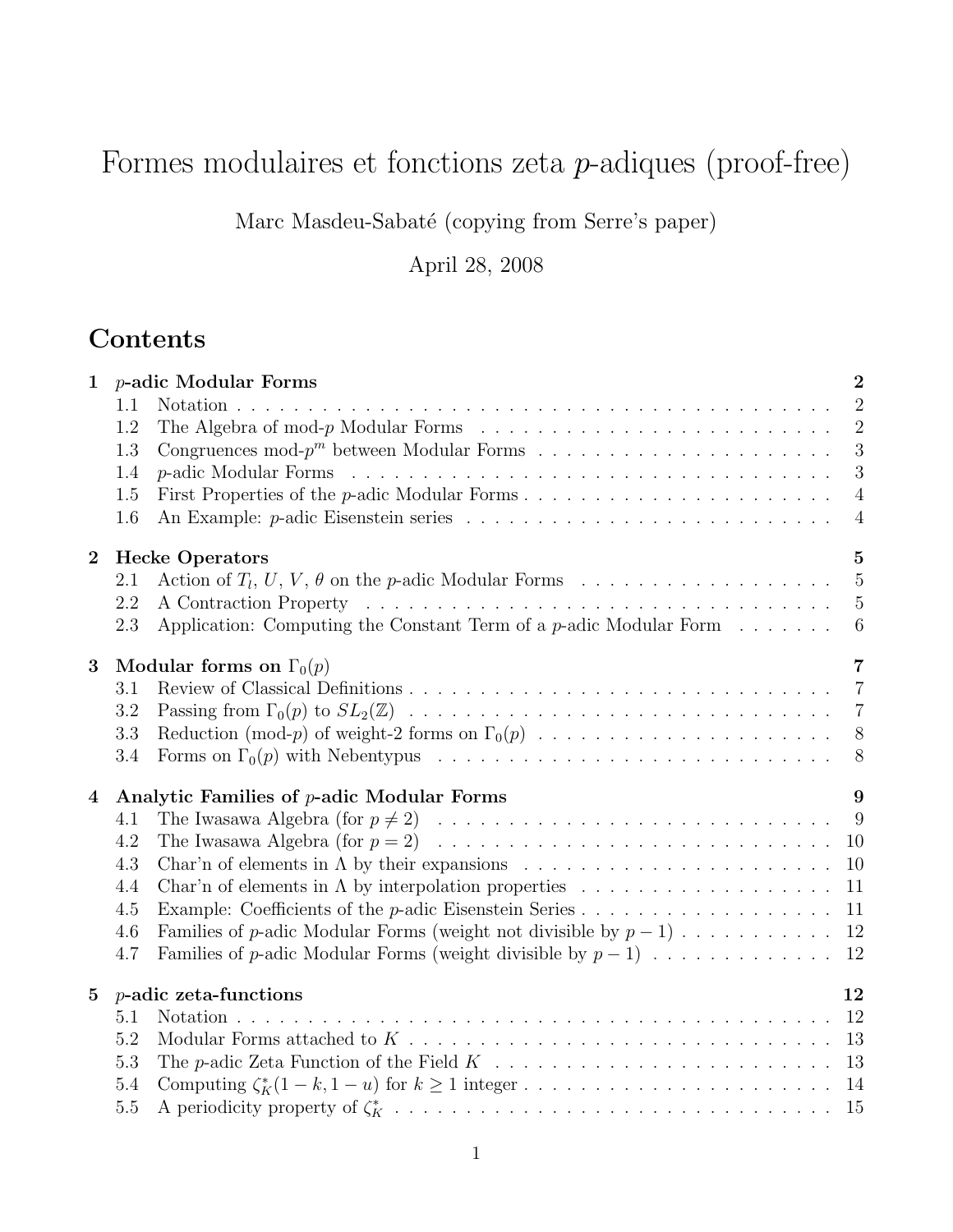# Formes modulaires et fonctions zeta $p$-adiques (proof-free)

Marc Masdeu-Sabaté (copying from Serre's paper)

April 28, 2008

## Contents

- **1 $p$-adic Modular Forms** — **2**
  - 1.1 Notation — 2
  - 1.2 The Algebra of mod-$p$ Modular Forms — 2
  - 1.3 Congruences mod-$p^m$ between Modular Forms — 3
  - 1.4 $p$-adic Modular Forms — 3
  - 1.5 First Properties of the $p$-adic Modular Forms — 4
  - 1.6 An Example: $p$-adic Eisenstein series — 4
- **2 Hecke Operators** — **5**
  - 2.1 Action of $T_l$, $U$, $V$, $\theta$ on the $p$-adic Modular Forms — 5
  - 2.2 A Contraction Property — 5
  - 2.3 Application: Computing the Constant Term of a $p$-adic Modular Form — 6
- **3 Modular forms on $\Gamma_0(p)$** — **7**
  - 3.1 Review of Classical Definitions — 7
  - 3.2 Passing from $\Gamma_0(p)$ to $SL_2(\mathbb{Z})$ — 7
  - 3.3 Reduction (mod-$p$) of weight-2 forms on $\Gamma_0(p)$ — 8
  - 3.4 Forms on $\Gamma_0(p)$ with Nebentypus — 8
- **4 Analytic Families of $p$-adic Modular Forms** — **9**
  - 4.1 The Iwasawa Algebra (for $p \neq 2$) — 9
  - 4.2 The Iwasawa Algebra (for $p = 2$) — 10
  - 4.3 Char'n of elements in $\Lambda$ by their expansions — 10
  - 4.4 Char'n of elements in $\Lambda$ by interpolation properties — 11
  - 4.5 Example: Coefficients of the $p$-adic Eisenstein Series — 11
  - 4.6 Families of $p$-adic Modular Forms (weight not divisible by $p-1$) — 12
  - 4.7 Families of $p$-adic Modular Forms (weight divisible by $p-1$) — 12
- **5 $p$-adic zeta-functions** — **12**
  - 5.1 Notation — 12
  - 5.2 Modular Forms attached to $K$ — 13
  - 5.3 The $p$-adic Zeta Function of the Field $K$ — 13
  - 5.4 Computing $\zeta_K^*(1-k, 1-u)$ for $k \geq 1$ integer — 14
  - 5.5 A periodicity property of $\zeta_K^*$ — 15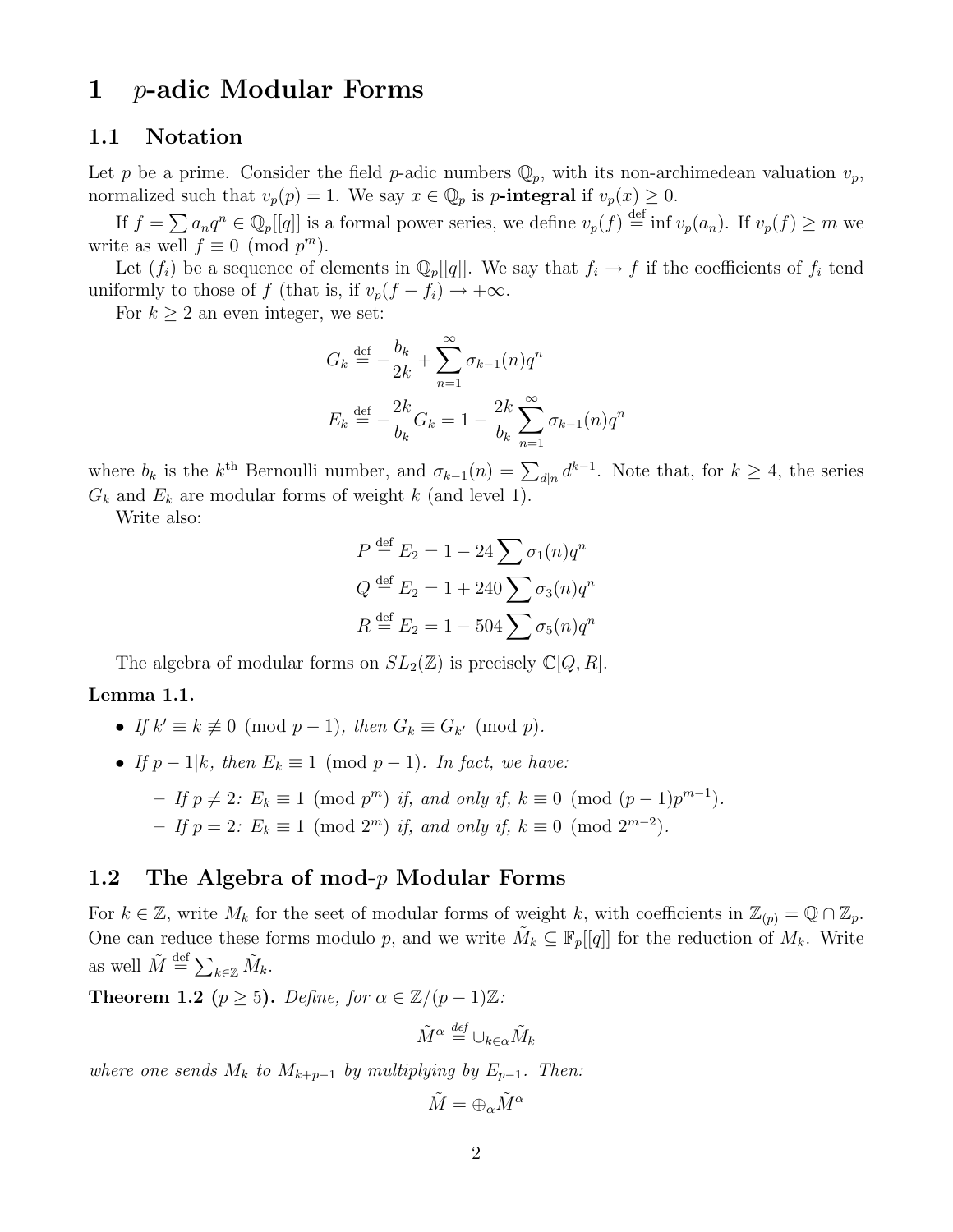# 1 $p$-adic Modular Forms

## 1.1 Notation

Let $p$ be a prime. Consider the field $p$-adic numbers $\mathbb{Q}_p$, with its non-archimedean valuation $v_p$, normalized such that $v_p(p) = 1$. We say $x \in \mathbb{Q}_p$ is **$p$-integral** if $v_p(x) \geq 0$.

If $f = \sum a_n q^n \in \mathbb{Q}_p[[q]]$ is a formal power series, we define $v_p(f) \stackrel{\text{def}}{=} \inf v_p(a_n)$. If $v_p(f) \geq m$ we write as well $f \equiv 0 \pmod{p^m}$.

Let $(f_i)$ be a sequence of elements in $\mathbb{Q}_p[[q]]$. We say that $f_i \to f$ if the coefficients of $f_i$ tend uniformly to those of $f$ (that is, if $v_p(f - f_i) \to +\infty$.

For $k \geq 2$ an even integer, we set:

$$G_k \stackrel{\text{def}}{=} -\frac{b_k}{2k} + \sum_{n=1}^{\infty} \sigma_{k-1}(n) q^n$$

$$E_k \stackrel{\text{def}}{=} -\frac{2k}{b_k} G_k = 1 - \frac{2k}{b_k} \sum_{n=1}^{\infty} \sigma_{k-1}(n) q^n$$

where $b_k$ is the $k^{\text{th}}$ Bernoulli number, and $\sigma_{k-1}(n) = \sum_{d|n} d^{k-1}$. Note that, for $k \geq 4$, the series $G_k$ and $E_k$ are modular forms of weight $k$ (and level 1).

Write also:

$$P \stackrel{\text{def}}{=} E_2 = 1 - 24 \sum \sigma_1(n) q^n$$

$$Q \stackrel{\text{def}}{=} E_2 = 1 + 240 \sum \sigma_3(n) q^n$$

$$R \stackrel{\text{def}}{=} E_2 = 1 - 504 \sum \sigma_5(n) q^n$$

The algebra of modular forms on $SL_2(\mathbb{Z})$ is precisely $\mathbb{C}[Q, R]$.

**Lemma 1.1.**

- *If $k' \equiv k \not\equiv 0 \pmod{p-1}$, then $G_k \equiv G_{k'} \pmod{p}$.*
- *If $p - 1 | k$, then $E_k \equiv 1 \pmod{p-1}$. In fact, we have:*
  - *If $p \neq 2$: $E_k \equiv 1 \pmod{p^m}$ if, and only if, $k \equiv 0 \pmod{(p-1)p^{m-1}}$.*
  - *If $p = 2$: $E_k \equiv 1 \pmod{2^m}$ if, and only if, $k \equiv 0 \pmod{2^{m-2}}$.*

## 1.2 The Algebra of mod-$p$ Modular Forms

For $k \in \mathbb{Z}$, write $M_k$ for the seet of modular forms of weight $k$, with coefficients in $\mathbb{Z}_{(p)} = \mathbb{Q} \cap \mathbb{Z}_p$. One can reduce these forms modulo $p$, and we write $\tilde{M}_k \subseteq \mathbb{F}_p[[q]]$ for the reduction of $M_k$. Write as well $\tilde{M} \stackrel{\text{def}}{=} \sum_{k \in \mathbb{Z}} \tilde{M}_k$.

**Theorem 1.2 ($p \geq 5$).** *Define, for $\alpha \in \mathbb{Z}/(p-1)\mathbb{Z}$:*

$$\tilde{M}^{\alpha} \stackrel{\text{def}}{=} \cup_{k \in \alpha} \tilde{M}_k$$

*where one sends $M_k$ to $M_{k+p-1}$ by multiplying by $E_{p-1}$. Then:*

$$\tilde{M} = \oplus_{\alpha} \tilde{M}^{\alpha}$$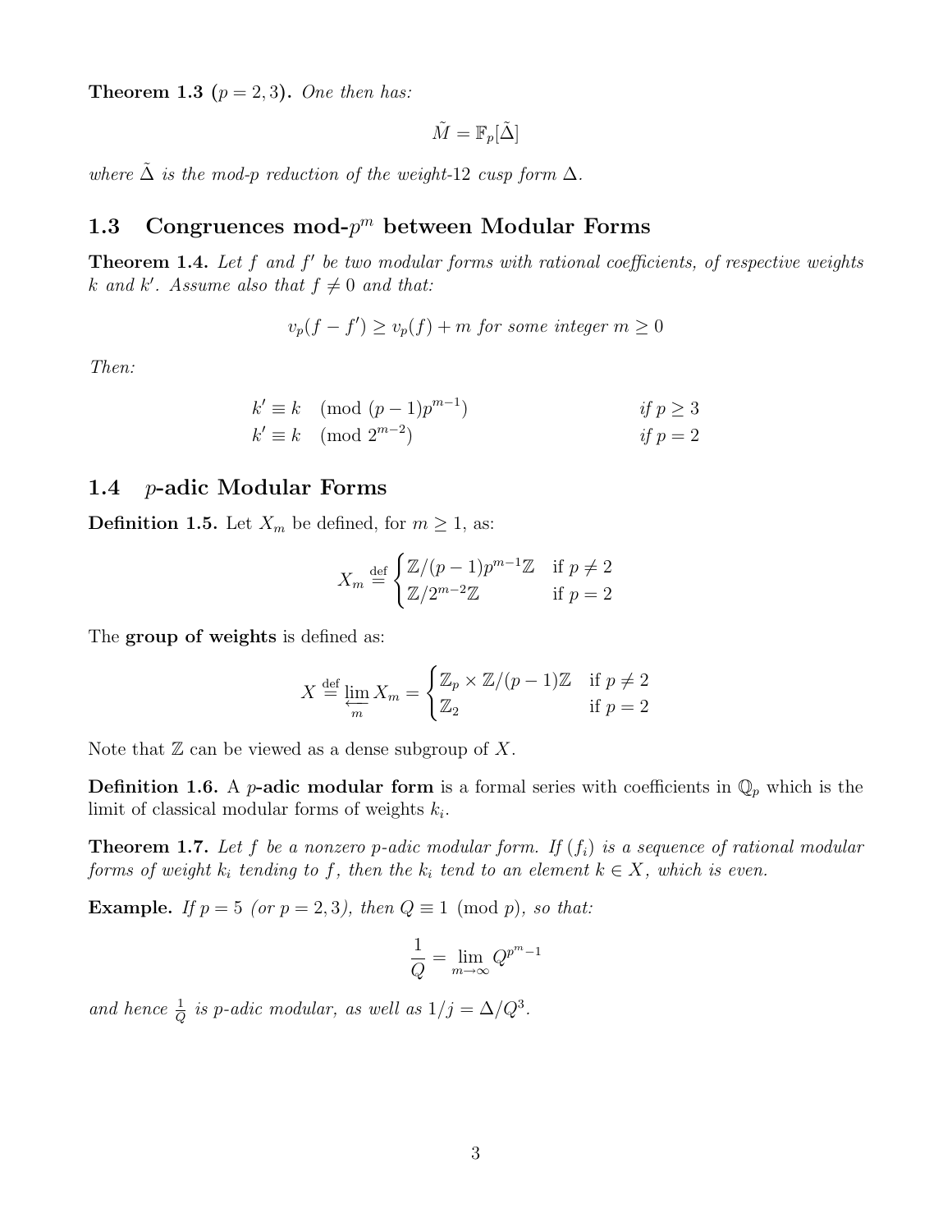**Theorem 1.3** **($p = 2, 3$).** *One then has:*

$$\tilde{M} = \mathbb{F}_p[\tilde{\Delta}]$$

*where $\tilde{\Delta}$ is the mod-p reduction of the weight-12 cusp form $\Delta$.*

## 1.3 Congruences mod-$p^m$ between Modular Forms

**Theorem 1.4.** *Let $f$ and $f'$ be two modular forms with rational coefficients, of respective weights $k$ and $k'$. Assume also that $f \neq 0$ and that:*

$$v_p(f - f') \geq v_p(f) + m \text{ for some integer } m \geq 0$$

*Then:*

$$\begin{aligned} k' &\equiv k \pmod{(p-1)p^{m-1}} && \text{if } p \geq 3 \\ k' &\equiv k \pmod{2^{m-2}} && \text{if } p = 2 \end{aligned}$$

## 1.4 $p$-adic Modular Forms

**Definition 1.5.** Let $X_m$ be defined, for $m \geq 1$, as:

$$X_m \overset{\text{def}}{=} \begin{cases} \mathbb{Z}/(p-1)p^{m-1}\mathbb{Z} & \text{if } p \neq 2 \\ \mathbb{Z}/2^{m-2}\mathbb{Z} & \text{if } p = 2 \end{cases}$$

The **group of weights** is defined as:

$$X \overset{\text{def}}{=} \varprojlim_{m} X_m = \begin{cases} \mathbb{Z}_p \times \mathbb{Z}/(p-1)\mathbb{Z} & \text{if } p \neq 2 \\ \mathbb{Z}_2 & \text{if } p = 2 \end{cases}$$

Note that $\mathbb{Z}$ can be viewed as a dense subgroup of $X$.

**Definition 1.6.** A **$p$-adic modular form** is a formal series with coefficients in $\mathbb{Q}_p$ which is the limit of classical modular forms of weights $k_i$.

**Theorem 1.7.** *Let $f$ be a nonzero p-adic modular form. If $(f_i)$ is a sequence of rational modular forms of weight $k_i$ tending to $f$, then the $k_i$ tend to an element $k \in X$, which is even.*

**Example.** *If $p = 5$ (or $p = 2, 3$), then $Q \equiv 1 \pmod{p}$, so that:*

$$\frac{1}{Q} = \lim_{m \to \infty} Q^{p^m - 1}$$

*and hence $\frac{1}{Q}$ is p-adic modular, as well as $1/j = \Delta/Q^3$.*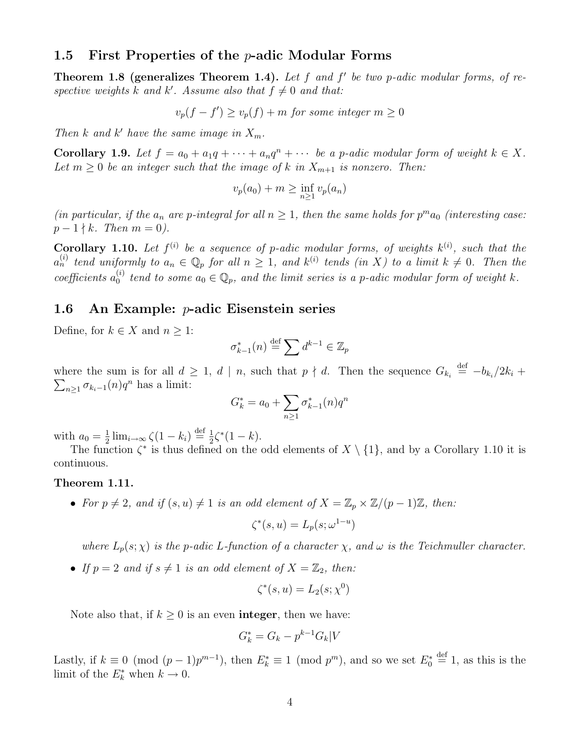## 1.5 First Properties of the $p$-adic Modular Forms

**Theorem 1.8 (generalizes Theorem 1.4).** *Let $f$ and $f'$ be two $p$-adic modular forms, of respective weights $k$ and $k'$. Assume also that $f \neq 0$ and that:*

$$v_p(f - f') \geq v_p(f) + m \text{ for some integer } m \geq 0$$

*Then $k$ and $k'$ have the same image in $X_m$.*

**Corollary 1.9.** *Let $f = a_0 + a_1 q + \cdots + a_n q^n + \cdots$ be a $p$-adic modular form of weight $k \in X$. Let $m \geq 0$ be an integer such that the image of $k$ in $X_{m+1}$ is nonzero. Then:*

$$v_p(a_0) + m \geq \inf_{n \geq 1} v_p(a_n)$$

*(in particular, if the $a_n$ are $p$-integral for all $n \geq 1$, then the same holds for $p^m a_0$ (interesting case: $p - 1 \nmid k$. Then $m = 0$).*

**Corollary 1.10.** *Let $f^{(i)}$ be a sequence of $p$-adic modular forms, of weights $k^{(i)}$, such that the $a_n^{(i)}$ tend uniformly to $a_n \in \mathbb{Q}_p$ for all $n \geq 1$, and $k^{(i)}$ tends (in $X$) to a limit $k \neq 0$. Then the coefficients $a_0^{(i)}$ tend to some $a_0 \in \mathbb{Q}_p$, and the limit series is a $p$-adic modular form of weight $k$.*

## 1.6 An Example: $p$-adic Eisenstein series

Define, for $k \in X$ and $n \geq 1$:

$$\sigma_{k-1}^*(n) \stackrel{\text{def}}{=} \sum d^{k-1} \in \mathbb{Z}_p$$

where the sum is for all $d \geq 1$, $d \mid n$, such that $p \nmid d$. Then the sequence $G_{k_i} \stackrel{\text{def}}{=} -b_{k_i}/2k_i + \sum_{n \geq 1} \sigma_{k_i - 1}(n) q^n$ has a limit:

$$G_k^* = a_0 + \sum_{n \geq 1} \sigma_{k-1}^*(n) q^n$$

with $a_0 = \frac{1}{2} \lim_{i \to \infty} \zeta(1 - k_i) \stackrel{\text{def}}{=} \frac{1}{2} \zeta^*(1 - k)$.

The function $\zeta^*$ is thus defined on the odd elements of $X \setminus \{1\}$, and by a Corollary 1.10 it is continuous.

**Theorem 1.11.**

- *For $p \neq 2$, and if $(s, u) \neq 1$ is an odd element of $X = \mathbb{Z}_p \times \mathbb{Z}/(p-1)\mathbb{Z}$, then:*

  $$\zeta^*(s, u) = L_p(s; \omega^{1-u})$$

  *where $L_p(s; \chi)$ is the $p$-adic $L$-function of a character $\chi$, and $\omega$ is the Teichmuller character.*

- *If $p = 2$ and if $s \neq 1$ is an odd element of $X = \mathbb{Z}_2$, then:*

  $$\zeta^*(s, u) = L_2(s; \chi^0)$$

Note also that, if $k \geq 0$ is an even **integer**, then we have:

$$G_k^* = G_k - p^{k-1} G_k | V$$

Lastly, if $k \equiv 0 \pmod{(p-1)p^{m-1}}$, then $E_k^* \equiv 1 \pmod{p^m}$, and so we set $E_0^* \stackrel{\text{def}}{=} 1$, as this is the limit of the $E_k^*$ when $k \to 0$.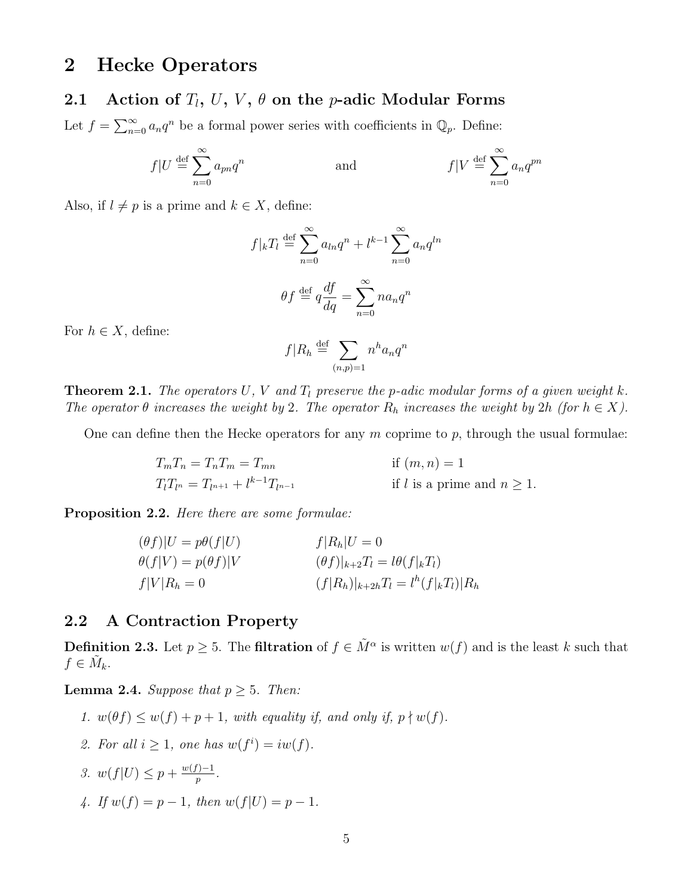# 2 Hecke Operators

## 2.1 Action of $T_l$, $U$, $V$, $\theta$ on the $p$-adic Modular Forms

Let $f = \sum_{n=0}^{\infty} a_n q^n$ be a formal power series with coefficients in $\mathbb{Q}_p$. Define:

$$f|U \stackrel{\text{def}}{=} \sum_{n=0}^{\infty} a_{pn} q^n \qquad \text{and} \qquad f|V \stackrel{\text{def}}{=} \sum_{n=0}^{\infty} a_n q^{pn}$$

Also, if $l \neq p$ is a prime and $k \in X$, define:

$$f|_k T_l \stackrel{\text{def}}{=} \sum_{n=0}^{\infty} a_{ln} q^n + l^{k-1} \sum_{n=0}^{\infty} a_n q^{ln}$$

$$\theta f \stackrel{\text{def}}{=} q \frac{df}{dq} = \sum_{n=0}^{\infty} n a_n q^n$$

For $h \in X$, define:

$$f|R_h \stackrel{\text{def}}{=} \sum_{(n,p)=1} n^h a_n q^n$$

**Theorem 2.1.** *The operators $U$, $V$ and $T_l$ preserve the $p$-adic modular forms of a given weight $k$. The operator $\theta$ increases the weight by $2$. The operator $R_h$ increases the weight by $2h$ (for $h \in X$).*

One can define then the Hecke operators for any $m$ coprime to $p$, through the usual formulae:

$$\begin{aligned} &T_m T_n = T_n T_m = T_{mn} && \text{if } (m,n) = 1 \\ &T_l T_{l^n} = T_{l^{n+1}} + l^{k-1} T_{l^{n-1}} && \text{if } l \text{ is a prime and } n \geq 1. \end{aligned}$$

**Proposition 2.2.** *Here there are some formulae:*

$$\begin{aligned} &(\theta f)|U = p\theta(f|U) && f|R_h|U = 0 \\ &\theta(f|V) = p(\theta f)|V && (\theta f)|_{k+2} T_l = l\theta(f|_k T_l) \\ &f|V|R_h = 0 && (f|R_h)|_{k+2h} T_l = l^h (f|_k T_l)|R_h \end{aligned}$$

## 2.2 A Contraction Property

**Definition 2.3.** Let $p \geq 5$. The **filtration** of $f \in \tilde{M}^\alpha$ is written $w(f)$ and is the least $k$ such that $f \in \tilde{M}_k$.

**Lemma 2.4.** *Suppose that $p \geq 5$. Then:*

1. *$w(\theta f) \leq w(f) + p + 1$, with equality if, and only if, $p \nmid w(f)$.*
2. *For all $i \geq 1$, one has $w(f^i) = i w(f)$.*
3. *$w(f|U) \leq p + \frac{w(f)-1}{p}$.*
4. *If $w(f) = p - 1$, then $w(f|U) = p - 1$.*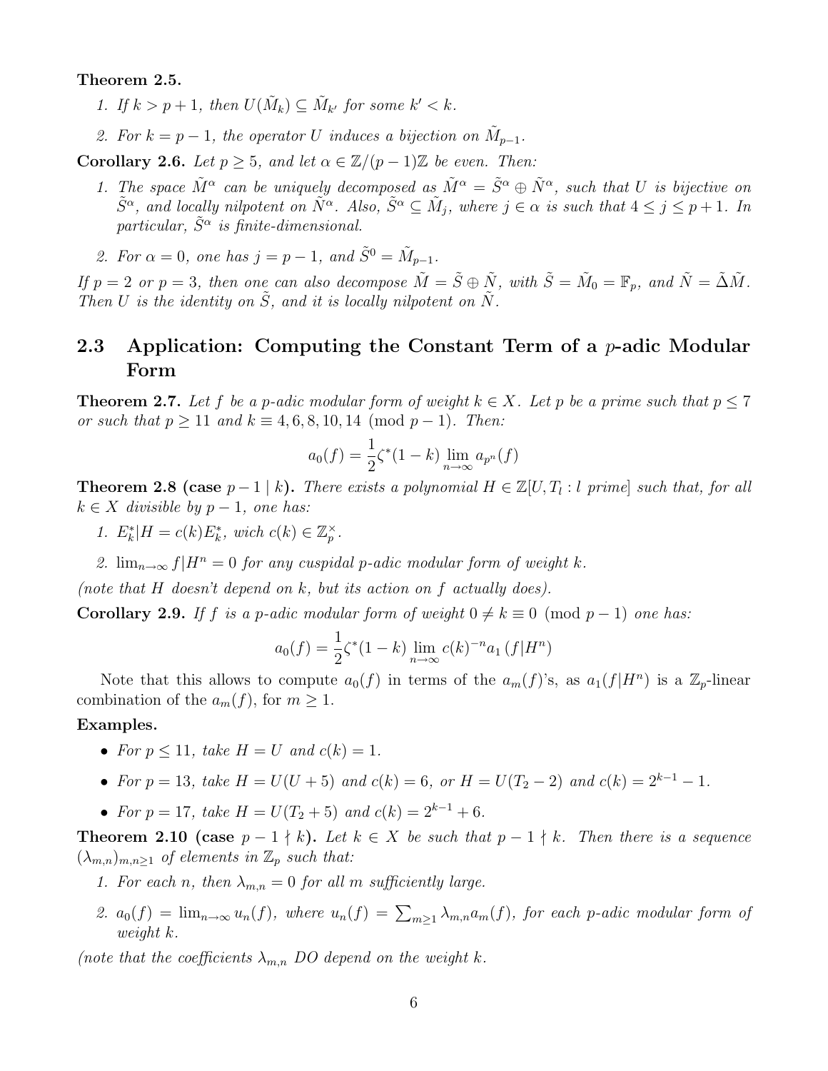**Theorem 2.5.**

1. *If $k > p+1$, then $U(\tilde{M}_k) \subseteq \tilde{M}_{k'}$ for some $k' < k$.*
2. *For $k = p-1$, the operator $U$ induces a bijection on $\tilde{M}_{p-1}$.*

**Corollary 2.6.** *Let $p \geq 5$, and let $\alpha \in \mathbb{Z}/(p-1)\mathbb{Z}$ be even. Then:*

1. *The space $\tilde{M}^\alpha$ can be uniquely decomposed as $\tilde{M}^\alpha = \tilde{S}^\alpha \oplus \tilde{N}^\alpha$, such that $U$ is bijective on $\tilde{S}^\alpha$, and locally nilpotent on $\tilde{N}^\alpha$. Also, $\tilde{S}^\alpha \subseteq \tilde{M}_j$, where $j \in \alpha$ is such that $4 \leq j \leq p+1$. In particular, $\tilde{S}^\alpha$ is finite-dimensional.*
2. *For $\alpha = 0$, one has $j = p-1$, and $\tilde{S}^0 = \tilde{M}_{p-1}$.*

*If $p = 2$ or $p = 3$, then one can also decompose $\tilde{M} = \tilde{S} \oplus \tilde{N}$, with $\tilde{S} = \tilde{M}_0 = \mathbb{F}_p$, and $\tilde{N} = \tilde{\Delta}\tilde{M}$. Then $U$ is the identity on $\tilde{S}$, and it is locally nilpotent on $\tilde{N}$.*

## 2.3 Application: Computing the Constant Term of a $p$-adic Modular Form

**Theorem 2.7.** *Let $f$ be a $p$-adic modular form of weight $k \in X$. Let $p$ be a prime such that $p \leq 7$ or such that $p \geq 11$ and $k \equiv 4, 6, 8, 10, 14 \pmod{p-1}$. Then:*

$$a_0(f) = \frac{1}{2}\zeta^*(1-k) \lim_{n\to\infty} a_{p^n}(f)$$

**Theorem 2.8 (case $p-1 \mid k$).** *There exists a polynomial $H \in \mathbb{Z}[U, T_l : l \text{ prime}]$ such that, for all $k \in X$ divisible by $p-1$, one has:*

1. *$E_k^*|H = c(k)E_k^*$, wich $c(k) \in \mathbb{Z}_p^\times$.*
2. *$\lim_{n\to\infty} f|H^n = 0$ for any cuspidal $p$-adic modular form of weight $k$.*

*(note that $H$ doesn't depend on $k$, but its action on $f$ actually does).*

**Corollary 2.9.** *If $f$ is a $p$-adic modular form of weight $0 \neq k \equiv 0 \pmod{p-1}$ one has:*

$$a_0(f) = \frac{1}{2}\zeta^*(1-k) \lim_{n\to\infty} c(k)^{-n} a_1(f|H^n)$$

Note that this allows to compute $a_0(f)$ in terms of the $a_m(f)$'s, as $a_1(f|H^n)$ is a $\mathbb{Z}_p$-linear combination of the $a_m(f)$, for $m \geq 1$.

**Examples.**

- *For $p \leq 11$, take $H = U$ and $c(k) = 1$.*
- *For $p = 13$, take $H = U(U+5)$ and $c(k) = 6$, or $H = U(T_2 - 2)$ and $c(k) = 2^{k-1} - 1$.*
- *For $p = 17$, take $H = U(T_2 + 5)$ and $c(k) = 2^{k-1} + 6$.*

**Theorem 2.10 (case $p-1 \nmid k$).** *Let $k \in X$ be such that $p-1 \nmid k$. Then there is a sequence $(\lambda_{m,n})_{m,n\geq 1}$ of elements in $\mathbb{Z}_p$ such that:*

1. *For each $n$, then $\lambda_{m,n} = 0$ for all $m$ sufficiently large.*
2. *$a_0(f) = \lim_{n\to\infty} u_n(f)$, where $u_n(f) = \sum_{m\geq 1} \lambda_{m,n} a_m(f)$, for each $p$-adic modular form of weight $k$.*

*(note that the coefficients $\lambda_{m,n}$ DO depend on the weight $k$.*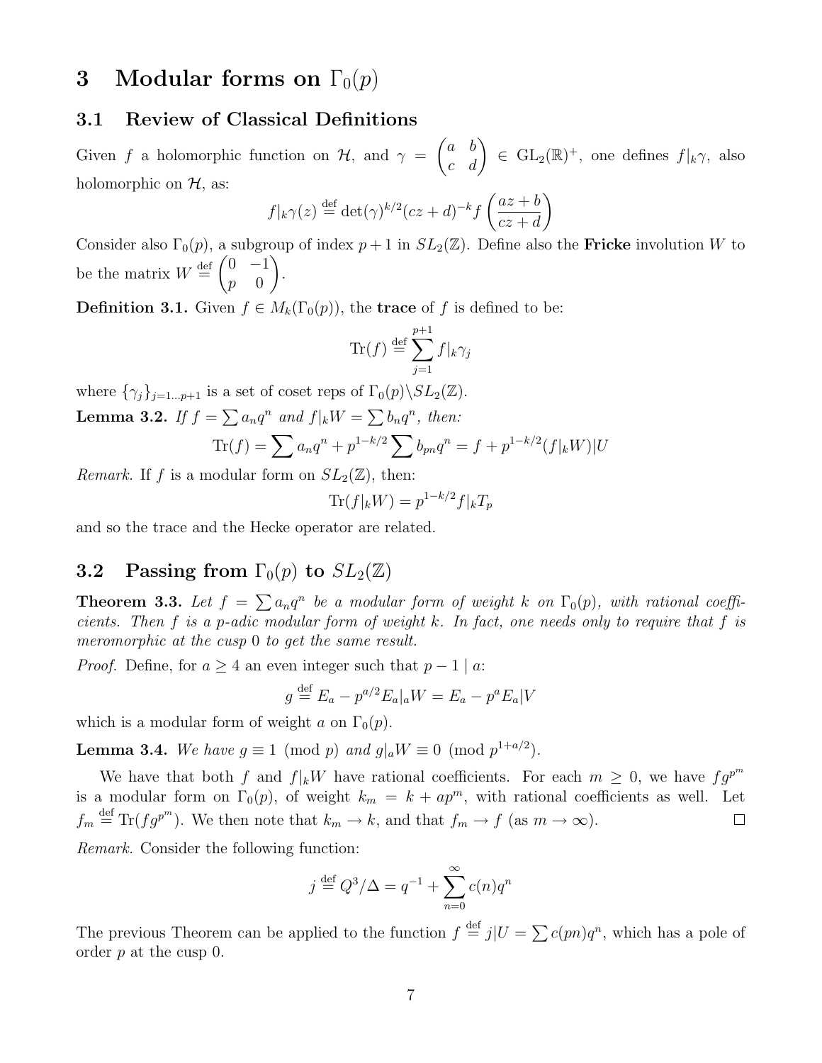# 3 Modular forms on $\Gamma_0(p)$

## 3.1 Review of Classical Definitions

Given $f$ a holomorphic function on $\mathcal{H}$, and $\gamma = \begin{pmatrix} a & b \\ c & d \end{pmatrix} \in \mathrm{GL}_2(\mathbb{R})^+$, one defines $f|_k\gamma$, also holomorphic on $\mathcal{H}$, as:

$$f|_k\gamma(z) \overset{\text{def}}{=} \det(\gamma)^{k/2}(cz+d)^{-k} f\left(\frac{az+b}{cz+d}\right)$$

Consider also $\Gamma_0(p)$, a subgroup of index $p+1$ in $SL_2(\mathbb{Z})$. Define also the **Fricke** involution $W$ to be the matrix $W \overset{\text{def}}{=} \begin{pmatrix} 0 & -1 \\ p & 0 \end{pmatrix}$.

**Definition 3.1.** Given $f \in M_k(\Gamma_0(p))$, the **trace** of $f$ is defined to be:

$$\mathrm{Tr}(f) \overset{\text{def}}{=} \sum_{j=1}^{p+1} f|_k\gamma_j$$

where $\{\gamma_j\}_{j=1\ldots p+1}$ is a set of coset reps of $\Gamma_0(p)\backslash SL_2(\mathbb{Z})$.

**Lemma 3.2.** *If $f = \sum a_n q^n$ and $f|_k W = \sum b_n q^n$, then:*

$$\mathrm{Tr}(f) = \sum a_n q^n + p^{1-k/2} \sum b_{pn} q^n = f + p^{1-k/2}(f|_k W)|U$$

*Remark.* If $f$ is a modular form on $SL_2(\mathbb{Z})$, then:

$$\mathrm{Tr}(f|_k W) = p^{1-k/2} f|_k T_p$$

and so the trace and the Hecke operator are related.

## 3.2 Passing from $\Gamma_0(p)$ to $SL_2(\mathbb{Z})$

**Theorem 3.3.** *Let $f = \sum a_n q^n$ be a modular form of weight $k$ on $\Gamma_0(p)$, with rational coefficients. Then $f$ is a $p$-adic modular form of weight $k$. In fact, one needs only to require that $f$ is meromorphic at the cusp $0$ to get the same result.*

*Proof.* Define, for $a \geq 4$ an even integer such that $p - 1 \mid a$:

$$g \overset{\text{def}}{=} E_a - p^{a/2} E_a|_a W = E_a - p^a E_a|V$$

which is a modular form of weight $a$ on $\Gamma_0(p)$.

**Lemma 3.4.** *We have $g \equiv 1 \pmod{p}$ and $g|_a W \equiv 0 \pmod{p^{1+a/2}}$.*

We have that both $f$ and $f|_k W$ have rational coefficients. For each $m \geq 0$, we have $fg^{p^m}$ is a modular form on $\Gamma_0(p)$, of weight $k_m = k + ap^m$, with rational coefficients as well. Let $f_m \overset{\text{def}}{=} \mathrm{Tr}(fg^{p^m})$. We then note that $k_m \to k$, and that $f_m \to f$ (as $m \to \infty$). $\square$

*Remark.* Consider the following function:

$$j \overset{\text{def}}{=} Q^3/\Delta = q^{-1} + \sum_{n=0}^{\infty} c(n) q^n$$

The previous Theorem can be applied to the function $f \overset{\text{def}}{=} j|U = \sum c(pn) q^n$, which has a pole of order $p$ at the cusp $0$.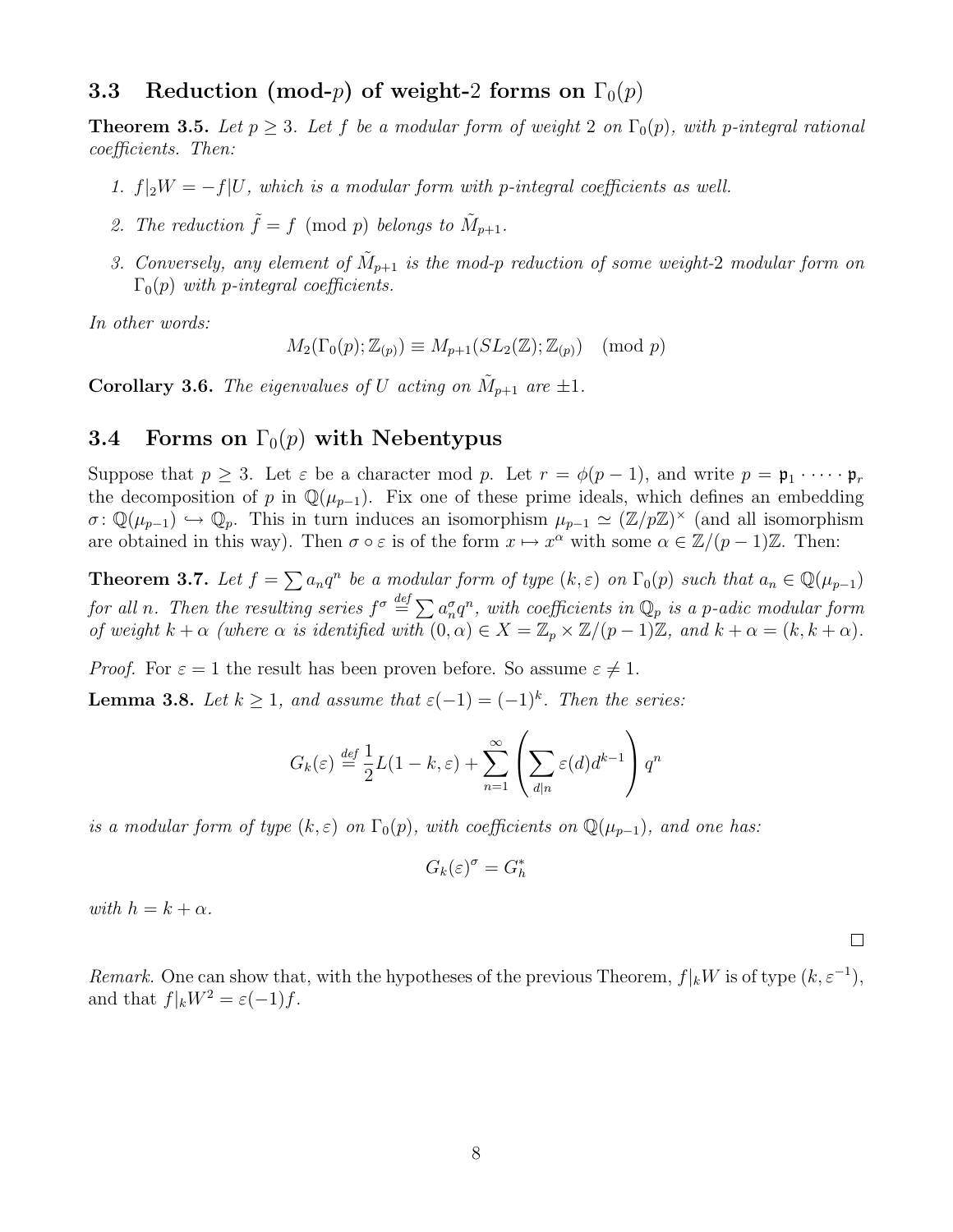### 3.3 Reduction (mod-$p$) of weight-2 forms on $\Gamma_0(p)$

**Theorem 3.5.** *Let $p \geq 3$. Let $f$ be a modular form of weight 2 on $\Gamma_0(p)$, with $p$-integral rational coefficients. Then:*

1. *$f|_2 W = -f|U$, which is a modular form with $p$-integral coefficients as well.*
2. *The reduction $\tilde{f} = f \pmod p$ belongs to $\tilde{M}_{p+1}$.*
3. *Conversely, any element of $\tilde{M}_{p+1}$ is the mod-$p$ reduction of some weight-2 modular form on $\Gamma_0(p)$ with $p$-integral coefficients.*

*In other words:*

$$M_2(\Gamma_0(p); \mathbb{Z}_{(p)}) \equiv M_{p+1}(SL_2(\mathbb{Z}); \mathbb{Z}_{(p)}) \pmod p$$

**Corollary 3.6.** *The eigenvalues of $U$ acting on $\tilde{M}_{p+1}$ are $\pm 1$.*

### 3.4 Forms on $\Gamma_0(p)$ with Nebentypus

Suppose that $p \geq 3$. Let $\varepsilon$ be a character mod $p$. Let $r = \phi(p-1)$, and write $p = \mathfrak{p}_1 \cdot \dots \cdot \mathfrak{p}_r$ the decomposition of $p$ in $\mathbb{Q}(\mu_{p-1})$. Fix one of these prime ideals, which defines an embedding $\sigma\colon \mathbb{Q}(\mu_{p-1}) \hookrightarrow \mathbb{Q}_p$. This in turn induces an isomorphism $\mu_{p-1} \simeq (\mathbb{Z}/p\mathbb{Z})^\times$ (and all isomorphism are obtained in this way). Then $\sigma \circ \varepsilon$ is of the form $x \mapsto x^\alpha$ with some $\alpha \in \mathbb{Z}/(p-1)\mathbb{Z}$. Then:

**Theorem 3.7.** *Let $f = \sum a_n q^n$ be a modular form of type $(k, \varepsilon)$ on $\Gamma_0(p)$ such that $a_n \in \mathbb{Q}(\mu_{p-1})$ for all $n$. Then the resulting series $f^\sigma \stackrel{def}{=} \sum a_n^\sigma q^n$, with coefficients in $\mathbb{Q}_p$ is a $p$-adic modular form of weight $k + \alpha$ (where $\alpha$ is identified with $(0, \alpha) \in X = \mathbb{Z}_p \times \mathbb{Z}/(p-1)\mathbb{Z}$, and $k + \alpha = (k, k+\alpha)$.*

*Proof.* For $\varepsilon = 1$ the result has been proven before. So assume $\varepsilon \neq 1$.

**Lemma 3.8.** *Let $k \geq 1$, and assume that $\varepsilon(-1) = (-1)^k$. Then the series:*

$$G_k(\varepsilon) \stackrel{def}{=} \frac{1}{2} L(1-k, \varepsilon) + \sum_{n=1}^{\infty} \left( \sum_{d|n} \varepsilon(d) d^{k-1} \right) q^n$$

*is a modular form of type $(k, \varepsilon)$ on $\Gamma_0(p)$, with coefficients on $\mathbb{Q}(\mu_{p-1})$, and one has:*

$$G_k(\varepsilon)^\sigma = G_h^*$$

*with $h = k + \alpha$.*

$\square$

*Remark.* One can show that, with the hypotheses of the previous Theorem, $f|_k W$ is of type $(k, \varepsilon^{-1})$, and that $f|_k W^2 = \varepsilon(-1) f$.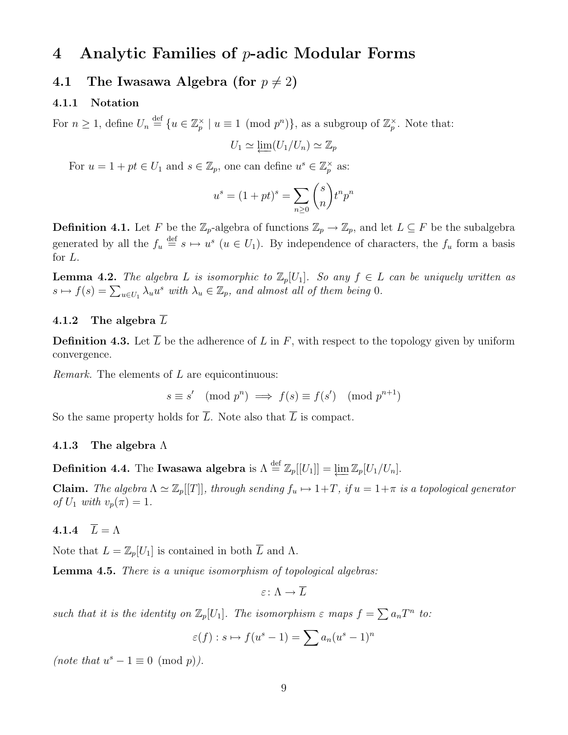# 4 Analytic Families of $p$-adic Modular Forms

## 4.1 The Iwasawa Algebra (for $p \neq 2$)

### 4.1.1 Notation

For $n \geq 1$, define $U_n \stackrel{\text{def}}{=} \{u \in \mathbb{Z}_p^\times \mid u \equiv 1 \pmod{p^n}\}$, as a subgroup of $\mathbb{Z}_p^\times$. Note that:

$$U_1 \simeq \varprojlim (U_1/U_n) \simeq \mathbb{Z}_p$$

For $u = 1 + pt \in U_1$ and $s \in \mathbb{Z}_p$, one can define $u^s \in \mathbb{Z}_p^\times$ as:

$$u^s = (1+pt)^s = \sum_{n \geq 0} \binom{s}{n} t^n p^n$$

**Definition 4.1.** Let $F$ be the $\mathbb{Z}_p$-algebra of functions $\mathbb{Z}_p \to \mathbb{Z}_p$, and let $L \subseteq F$ be the subalgebra generated by all the $f_u \stackrel{\text{def}}{=} s \mapsto u^s$ ($u \in U_1$). By independence of characters, the $f_u$ form a basis for $L$.

**Lemma 4.2.** *The algebra $L$ is isomorphic to $\mathbb{Z}_p[U_1]$. So any $f \in L$ can be uniquely written as $s \mapsto f(s) = \sum_{u \in U_1} \lambda_u u^s$ with $\lambda_u \in \mathbb{Z}_p$, and almost all of them being $0$.*

### 4.1.2 The algebra $\overline{L}$

**Definition 4.3.** Let $\overline{L}$ be the adherence of $L$ in $F$, with respect to the topology given by uniform convergence.

*Remark.* The elements of $L$ are equicontinuous:

$$s \equiv s' \pmod{p^n} \implies f(s) \equiv f(s') \pmod{p^{n+1}}$$

So the same property holds for $\overline{L}$. Note also that $\overline{L}$ is compact.

### 4.1.3 The algebra $\Lambda$

**Definition 4.4.** The **Iwasawa algebra** is $\Lambda \stackrel{\text{def}}{=} \mathbb{Z}_p[[U_1]] = \varprojlim \mathbb{Z}_p[U_1/U_n]$.

**Claim.** *The algebra $\Lambda \simeq \mathbb{Z}_p[[T]]$, through sending $f_u \mapsto 1+T$, if $u = 1+\pi$ is a topological generator of $U_1$ with $v_p(\pi) = 1$.*

### 4.1.4 $\overline{L} = \Lambda$

Note that $L = \mathbb{Z}_p[U_1]$ is contained in both $\overline{L}$ and $\Lambda$.

**Lemma 4.5.** *There is a unique isomorphism of topological algebras:*

$$\varepsilon \colon \Lambda \to \overline{L}$$

*such that it is the identity on $\mathbb{Z}_p[U_1]$. The isomorphism $\varepsilon$ maps $f = \sum a_n T^n$ to:*

$$\varepsilon(f) : s \mapsto f(u^s - 1) = \sum a_n (u^s - 1)^n$$

*(note that $u^s - 1 \equiv 0 \pmod{p}$).*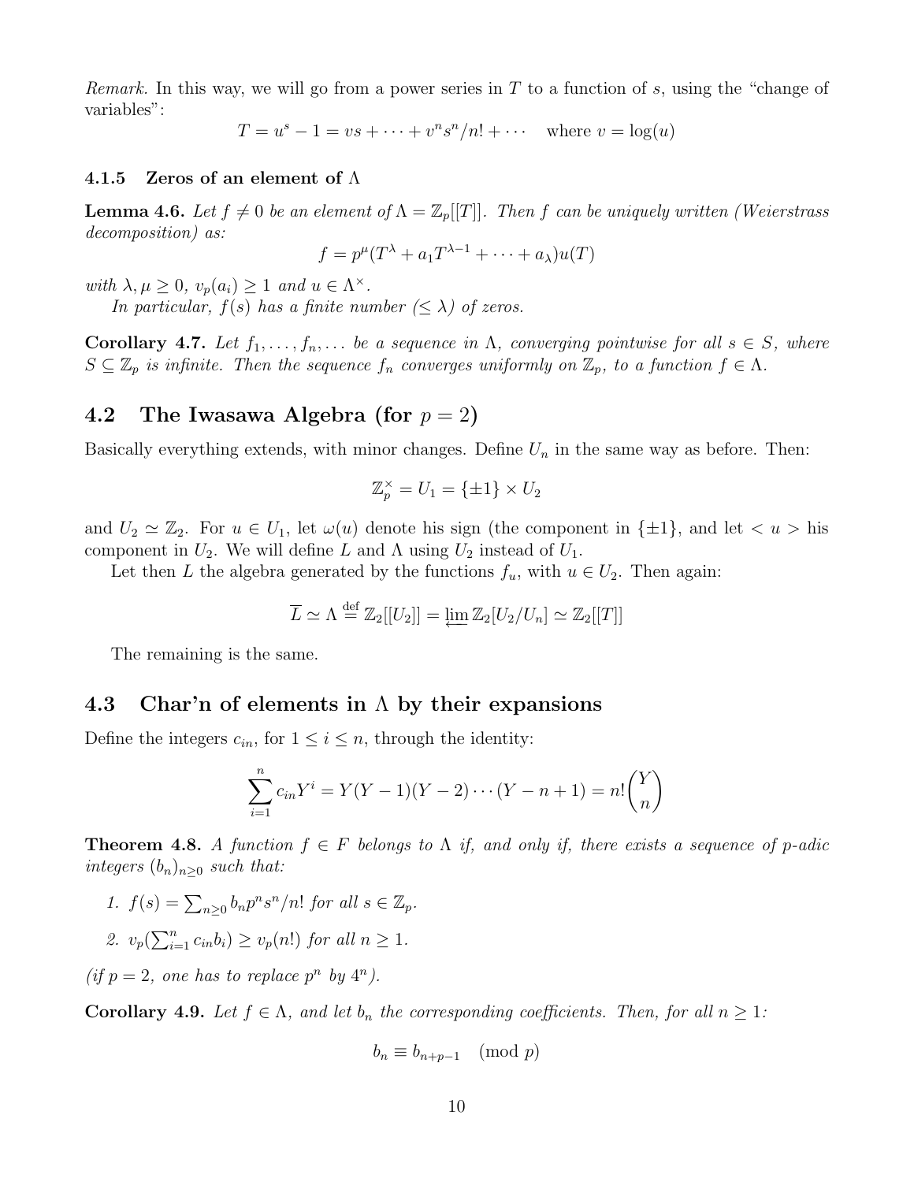*Remark.* In this way, we will go from a power series in $T$ to a function of $s$, using the "change of variables":

$$T = u^s - 1 = vs + \cdots + v^n s^n/n! + \cdots \quad \text{where } v = \log(u)$$

#### 4.1.5 Zeros of an element of $\Lambda$

**Lemma 4.6.** *Let $f \neq 0$ be an element of $\Lambda = \mathbb{Z}_p[[T]]$. Then $f$ can be uniquely written (Weierstrass decomposition) as:*

$$f = p^\mu (T^\lambda + a_1 T^{\lambda - 1} + \cdots + a_\lambda) u(T)$$

*with $\lambda, \mu \geq 0$, $v_p(a_i) \geq 1$ and $u \in \Lambda^\times$.*

*In particular, $f(s)$ has a finite number ($\leq \lambda$) of zeros.*

**Corollary 4.7.** *Let $f_1, \ldots, f_n, \ldots$ be a sequence in $\Lambda$, converging pointwise for all $s \in S$, where $S \subseteq \mathbb{Z}_p$ is infinite. Then the sequence $f_n$ converges uniformly on $\mathbb{Z}_p$, to a function $f \in \Lambda$.*

## 4.2 The Iwasawa Algebra (for $p = 2$)

Basically everything extends, with minor changes. Define $U_n$ in the same way as before. Then:

$$\mathbb{Z}_p^\times = U_1 = \{\pm 1\} \times U_2$$

and $U_2 \simeq \mathbb{Z}_2$. For $u \in U_1$, let $\omega(u)$ denote his sign (the component in $\{\pm 1\}$, and let $< u >$ his component in $U_2$. We will define $L$ and $\Lambda$ using $U_2$ instead of $U_1$.

Let then $L$ the algebra generated by the functions $f_u$, with $u \in U_2$. Then again:

$$\overline{L} \simeq \Lambda \stackrel{\text{def}}{=} \mathbb{Z}_2[[U_2]] = \varprojlim \mathbb{Z}_2[U_2/U_n] \simeq \mathbb{Z}_2[[T]]$$

The remaining is the same.

## 4.3 Char'n of elements in $\Lambda$ by their expansions

Define the integers $c_{in}$, for $1 \leq i \leq n$, through the identity:

$$\sum_{i=1}^{n} c_{in} Y^i = Y(Y-1)(Y-2)\cdots(Y-n+1) = n! \binom{Y}{n}$$

**Theorem 4.8.** *A function $f \in F$ belongs to $\Lambda$ if, and only if, there exists a sequence of $p$-adic integers $(b_n)_{n \geq 0}$ such that:*

1. *$f(s) = \sum_{n \geq 0} b_n p^n s^n / n!$ for all $s \in \mathbb{Z}_p$.*
2. *$v_p(\sum_{i=1}^{n} c_{in} b_i) \geq v_p(n!)$ for all $n \geq 1$.*

*(if $p = 2$, one has to replace $p^n$ by $4^n$).*

**Corollary 4.9.** *Let $f \in \Lambda$, and let $b_n$ the corresponding coefficients. Then, for all $n \geq 1$:*

$$b_n \equiv b_{n+p-1} \pmod{p}$$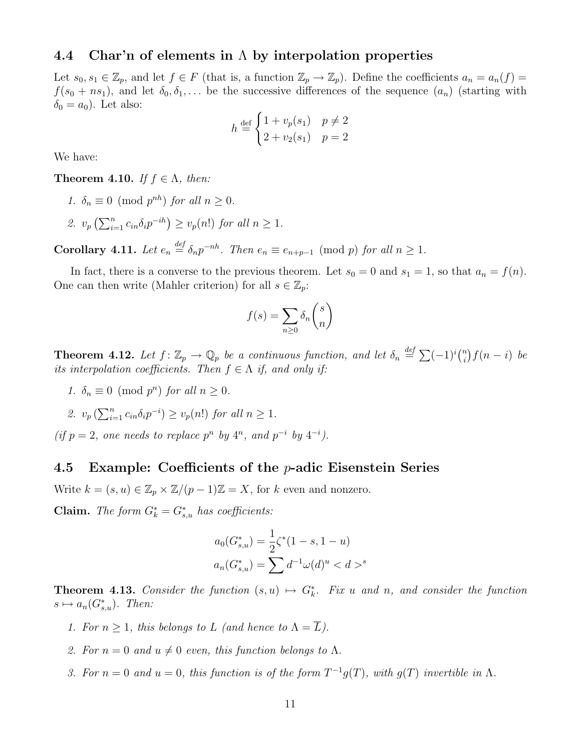### 4.4 Char'n of elements in $\Lambda$ by interpolation properties

Let $s_0, s_1 \in \mathbb{Z}_p$, and let $f \in F$ (that is, a function $\mathbb{Z}_p \to \mathbb{Z}_p$). Define the coefficients $a_n = a_n(f) = f(s_0 + ns_1)$, and let $\delta_0, \delta_1, \dots$ be the successive differences of the sequence $(a_n)$ (starting with $\delta_0 = a_0$). Let also:

$$h \stackrel{\text{def}}{=} \begin{cases} 1 + v_p(s_1) & p \neq 2 \\ 2 + v_2(s_1) & p = 2 \end{cases}$$

We have:

**Theorem 4.10.** *If $f \in \Lambda$, then:*

1. *$\delta_n \equiv 0 \pmod{p^{nh}}$ for all $n \geq 0$.*
2. *$v_p\left(\sum_{i=1}^n c_{in}\delta_i p^{-ih}\right) \geq v_p(n!)$ for all $n \geq 1$.*

**Corollary 4.11.** *Let $e_n \stackrel{def}{=} \delta_n p^{-nh}$. Then $e_n \equiv e_{n+p-1} \pmod{p}$ for all $n \geq 1$.*

In fact, there is a converse to the previous theorem. Let $s_0 = 0$ and $s_1 = 1$, so that $a_n = f(n)$. One can then write (Mahler criterion) for all $s \in \mathbb{Z}_p$:

$$f(s) = \sum_{n \geq 0} \delta_n \binom{s}{n}$$

**Theorem 4.12.** *Let $f\colon \mathbb{Z}_p \to \mathbb{Q}_p$ be a continuous function, and let $\delta_n \stackrel{def}{=} \sum (-1)^i \binom{n}{i} f(n-i)$ be its interpolation coefficients. Then $f \in \Lambda$ if, and only if:*

1. *$\delta_n \equiv 0 \pmod{p^n}$ for all $n \geq 0$.*
2. *$v_p\left(\sum_{i=1}^n c_{in}\delta_i p^{-i}\right) \geq v_p(n!)$ for all $n \geq 1$.*

*(if $p = 2$, one needs to replace $p^n$ by $4^n$, and $p^{-i}$ by $4^{-i}$).*

### 4.5 Example: Coefficients of the $p$-adic Eisenstein Series

Write $k = (s, u) \in \mathbb{Z}_p \times \mathbb{Z}/(p-1)\mathbb{Z} = X$, for $k$ even and nonzero.

**Claim.** *The form $G^*_k = G^*_{s,u}$ has coefficients:*

$$a_0(G^*_{s,u}) = \frac{1}{2}\zeta^*(1-s, 1-u)$$
$$a_n(G^*_{s,u}) = \sum d^{-1}\omega(d)^u < d >^s$$

**Theorem 4.13.** *Consider the function $(s, u) \mapsto G^*_k$. Fix $u$ and $n$, and consider the function $s \mapsto a_n(G^*_{s,u})$. Then:*

1. *For $n \geq 1$, this belongs to $L$ (and hence to $\Lambda = \overline{L}$).*
2. *For $n = 0$ and $u \neq 0$ even, this function belongs to $\Lambda$.*
3. *For $n = 0$ and $u = 0$, this function is of the form $T^{-1}g(T)$, with $g(T)$ invertible in $\Lambda$.*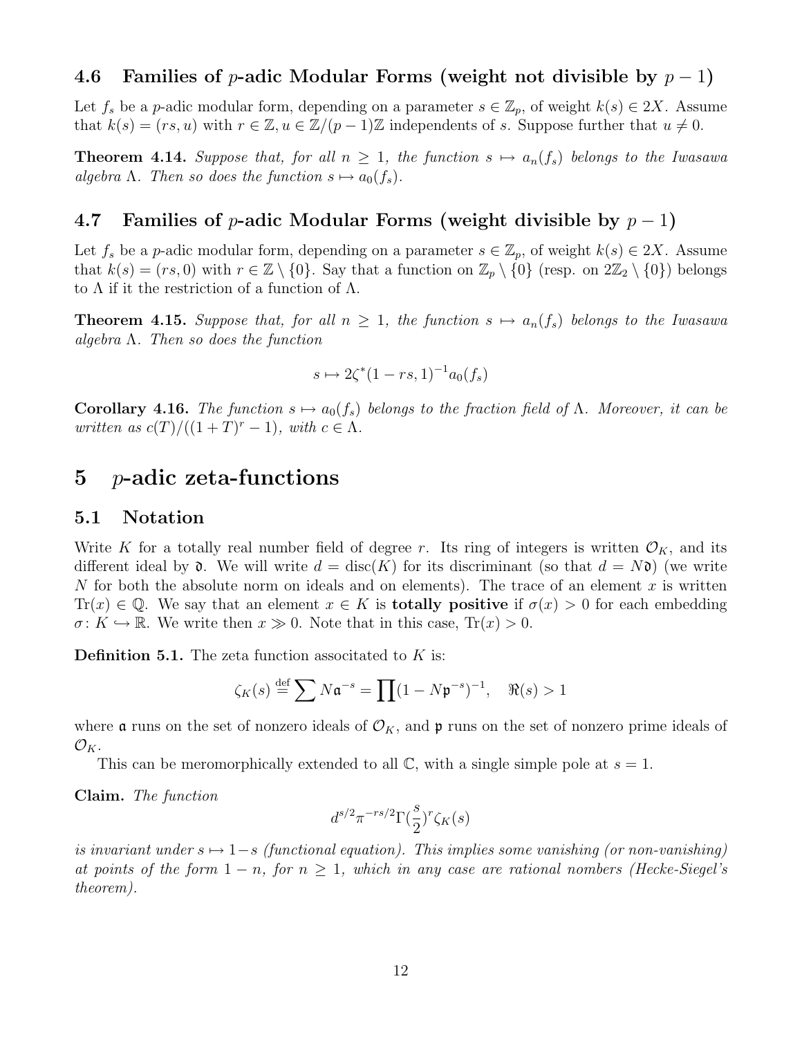### 4.6 Families of $p$-adic Modular Forms (weight not divisible by $p-1$)

Let $f_s$ be a $p$-adic modular form, depending on a parameter $s \in \mathbb{Z}_p$, of weight $k(s) \in 2X$. Assume that $k(s) = (rs, u)$ with $r \in \mathbb{Z}, u \in \mathbb{Z}/(p-1)\mathbb{Z}$ independents of $s$. Suppose further that $u \neq 0$.

**Theorem 4.14.** *Suppose that, for all $n \geq 1$, the function $s \mapsto a_n(f_s)$ belongs to the Iwasawa algebra $\Lambda$. Then so does the function $s \mapsto a_0(f_s)$.*

### 4.7 Families of $p$-adic Modular Forms (weight divisible by $p-1$)

Let $f_s$ be a $p$-adic modular form, depending on a parameter $s \in \mathbb{Z}_p$, of weight $k(s) \in 2X$. Assume that $k(s) = (rs, 0)$ with $r \in \mathbb{Z} \setminus \{0\}$. Say that a function on $\mathbb{Z}_p \setminus \{0\}$ (resp. on $2\mathbb{Z}_2 \setminus \{0\}$) belongs to $\Lambda$ if it the restriction of a function of $\Lambda$.

**Theorem 4.15.** *Suppose that, for all $n \geq 1$, the function $s \mapsto a_n(f_s)$ belongs to the Iwasawa algebra $\Lambda$. Then so does the function*

$$s \mapsto 2\zeta^*(1-rs, 1)^{-1} a_0(f_s)$$

**Corollary 4.16.** *The function $s \mapsto a_0(f_s)$ belongs to the fraction field of $\Lambda$. Moreover, it can be written as $c(T)/((1+T)^r - 1)$, with $c \in \Lambda$.*

# 5 $p$-adic zeta-functions

## 5.1 Notation

Write $K$ for a totally real number field of degree $r$. Its ring of integers is written $\mathcal{O}_K$, and its different ideal by $\mathfrak{d}$. We will write $d = \operatorname{disc}(K)$ for its discriminant (so that $d = N\mathfrak{d}$) (we write $N$ for both the absolute norm on ideals and on elements). The trace of an element $x$ is written $\operatorname{Tr}(x) \in \mathbb{Q}$. We say that an element $x \in K$ is **totally positive** if $\sigma(x) > 0$ for each embedding $\sigma \colon K \hookrightarrow \mathbb{R}$. We write then $x \gg 0$. Note that in this case, $\operatorname{Tr}(x) > 0$.

**Definition 5.1.** The zeta function associtated to $K$ is:

$$\zeta_K(s) \stackrel{\text{def}}{=} \sum N\mathfrak{a}^{-s} = \prod (1 - N\mathfrak{p}^{-s})^{-1}, \quad \Re(s) > 1$$

where $\mathfrak{a}$ runs on the set of nonzero ideals of $\mathcal{O}_K$, and $\mathfrak{p}$ runs on the set of nonzero prime ideals of $\mathcal{O}_K$.

This can be meromorphically extended to all $\mathbb{C}$, with a single simple pole at $s = 1$.

**Claim.** *The function*

$$d^{s/2} \pi^{-rs/2} \Gamma(\frac{s}{2})^r \zeta_K(s)$$

*is invariant under $s \mapsto 1-s$ (functional equation). This implies some vanishing (or non-vanishing) at points of the form $1-n$, for $n \geq 1$, which in any case are rational nombers (Hecke-Siegel's theorem).*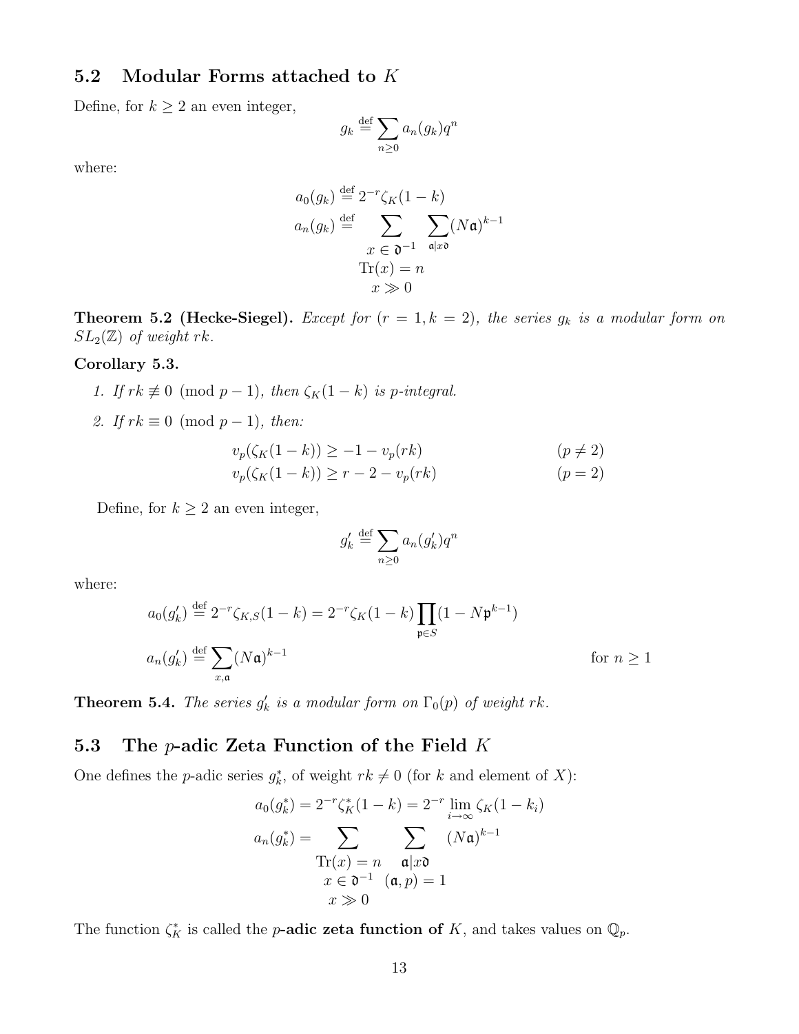## 5.2 Modular Forms attached to $K$

Define, for $k \geq 2$ an even integer,

$$g_k \stackrel{\text{def}}{=} \sum_{n \geq 0} a_n(g_k) q^n$$

where:

$$a_0(g_k) \stackrel{\text{def}}{=} 2^{-r} \zeta_K(1-k)$$

$$a_n(g_k) \stackrel{\text{def}}{=} \sum_{\substack{x \in \mathfrak{d}^{-1} \\ \mathrm{Tr}(x) = n \\ x \gg 0}} \sum_{\mathfrak{a} | x\mathfrak{d}} (N\mathfrak{a})^{k-1}$$

**Theorem 5.2 (Hecke-Siegel).** *Except for $(r = 1, k = 2)$, the series $g_k$ is a modular form on $SL_2(\mathbb{Z})$ of weight $rk$.*

**Corollary 5.3.**

1. *If $rk \not\equiv 0 \pmod{p-1}$, then $\zeta_K(1-k)$ is $p$-integral.*
2. *If $rk \equiv 0 \pmod{p-1}$, then:*

$$v_p(\zeta_K(1-k)) \geq -1 - v_p(rk) \qquad (p \neq 2)$$

$$v_p(\zeta_K(1-k)) \geq r - 2 - v_p(rk) \qquad (p = 2)$$

Define, for $k \geq 2$ an even integer,

$$g'_k \stackrel{\text{def}}{=} \sum_{n \geq 0} a_n(g'_k) q^n$$

where:

$$a_0(g'_k) \stackrel{\text{def}}{=} 2^{-r} \zeta_{K,S}(1-k) = 2^{-r} \zeta_K(1-k) \prod_{\mathfrak{p} \in S} (1 - N\mathfrak{p}^{k-1})$$

$$a_n(g'_k) \stackrel{\text{def}}{=} \sum_{x,\mathfrak{a}} (N\mathfrak{a})^{k-1} \qquad \text{for } n \geq 1$$

**Theorem 5.4.** *The series $g'_k$ is a modular form on $\Gamma_0(p)$ of weight $rk$.*

## 5.3 The $p$-adic Zeta Function of the Field $K$

One defines the $p$-adic series $g^*_k$, of weight $rk \neq 0$ (for $k$ and element of $X$):

$$a_0(g^*_k) = 2^{-r} \zeta^*_K(1-k) = 2^{-r} \lim_{i \to \infty} \zeta_K(1-k_i)$$

$$a_n(g^*_k) = \sum_{\substack{\mathrm{Tr}(x) = n \\ x \in \mathfrak{d}^{-1} \\ x \gg 0}} \sum_{\substack{\mathfrak{a} | x\mathfrak{d} \\ (\mathfrak{a}, p) = 1}} (N\mathfrak{a})^{k-1}$$

The function $\zeta^*_K$ is called the **$p$-adic zeta function of** $K$, and takes values on $\mathbb{Q}_p$.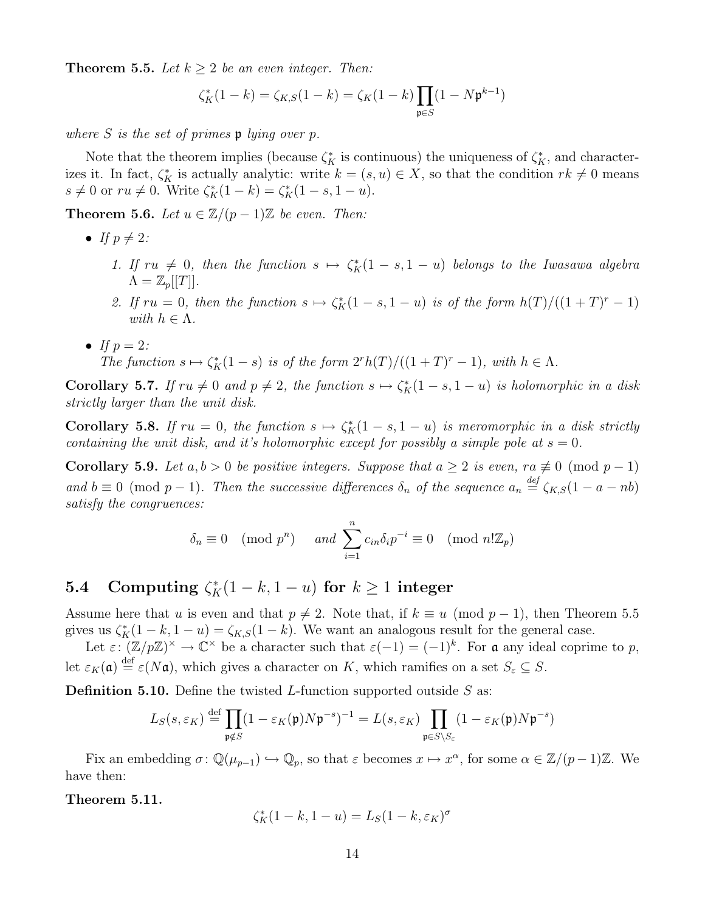**Theorem 5.5.** *Let $k \geq 2$ be an even integer. Then:*

$$\zeta_K^*(1-k) = \zeta_{K,S}(1-k) = \zeta_K(1-k)\prod_{\mathfrak{p}\in S}(1 - N\mathfrak{p}^{k-1})$$

*where $S$ is the set of primes $\mathfrak{p}$ lying over $p$.*

Note that the theorem implies (because $\zeta_K^*$ is continuous) the uniqueness of $\zeta_K^*$, and characterizes it. In fact, $\zeta_K^*$ is actually analytic: write $k = (s,u) \in X$, so that the condition $rk \neq 0$ means $s \neq 0$ or $ru \neq 0$. Write $\zeta_K^*(1-k) = \zeta_K^*(1-s, 1-u)$.

**Theorem 5.6.** *Let $u \in \mathbb{Z}/(p-1)\mathbb{Z}$ be even. Then:*

- *If $p \neq 2$:*
  1. *If $ru \neq 0$, then the function $s \mapsto \zeta_K^*(1-s, 1-u)$ belongs to the Iwasawa algebra $\Lambda = \mathbb{Z}_p[[T]]$.*
  2. *If $ru = 0$, then the function $s \mapsto \zeta_K^*(1-s, 1-u)$ is of the form $h(T)/((1+T)^r - 1)$ with $h \in \Lambda$.*
- *If $p = 2$:*
  *The function $s \mapsto \zeta_K^*(1-s)$ is of the form $2^r h(T)/((1+T)^r - 1)$, with $h \in \Lambda$.*

**Corollary 5.7.** *If $ru \neq 0$ and $p \neq 2$, the function $s \mapsto \zeta_K^*(1-s, 1-u)$ is holomorphic in a disk strictly larger than the unit disk.*

**Corollary 5.8.** *If $ru = 0$, the function $s \mapsto \zeta_K^*(1-s, 1-u)$ is meromorphic in a disk strictly containing the unit disk, and it's holomorphic except for possibly a simple pole at $s = 0$.*

**Corollary 5.9.** *Let $a, b > 0$ be positive integers. Suppose that $a \geq 2$ is even, $ra \not\equiv 0 \pmod{p-1}$ and $b \equiv 0 \pmod{p-1}$. Then the successive differences $\delta_n$ of the sequence $a_n \overset{def}{=} \zeta_{K,S}(1-a-nb)$ satisfy the congruences:*

$$\delta_n \equiv 0 \pmod{p^n} \quad \text{ and } \sum_{i=1}^{n} c_{in}\delta_i p^{-i} \equiv 0 \pmod{n!\mathbb{Z}_p}$$

## 5.4 Computing $\zeta_K^*(1-k, 1-u)$ for $k \geq 1$ integer

Assume here that $u$ is even and that $p \neq 2$. Note that, if $k \equiv u \pmod{p-1}$, then Theorem 5.5 gives us $\zeta_K^*(1-k, 1-u) = \zeta_{K,S}(1-k)$. We want an analogous result for the general case.

Let $\varepsilon\colon (\mathbb{Z}/p\mathbb{Z})^\times \to \mathbb{C}^\times$ be a character such that $\varepsilon(-1) = (-1)^k$. For $\mathfrak{a}$ any ideal coprime to $p$, let $\varepsilon_K(\mathfrak{a}) \overset{\text{def}}{=} \varepsilon(N\mathfrak{a})$, which gives a character on $K$, which ramifies on a set $S_\varepsilon \subseteq S$.

**Definition 5.10.** Define the twisted $L$-function supported outside $S$ as:

$$L_S(s, \varepsilon_K) \overset{\text{def}}{=} \prod_{\mathfrak{p}\notin S}(1 - \varepsilon_K(\mathfrak{p})N\mathfrak{p}^{-s})^{-1} = L(s, \varepsilon_K)\prod_{\mathfrak{p}\in S\setminus S_\varepsilon}(1 - \varepsilon_K(\mathfrak{p})N\mathfrak{p}^{-s})$$

Fix an embedding $\sigma\colon \mathbb{Q}(\mu_{p-1}) \hookrightarrow \mathbb{Q}_p$, so that $\varepsilon$ becomes $x \mapsto x^\alpha$, for some $\alpha \in \mathbb{Z}/(p-1)\mathbb{Z}$. We have then:

**Theorem 5.11.**

$$\zeta_K^*(1-k, 1-u) = L_S(1-k, \varepsilon_K)^\sigma$$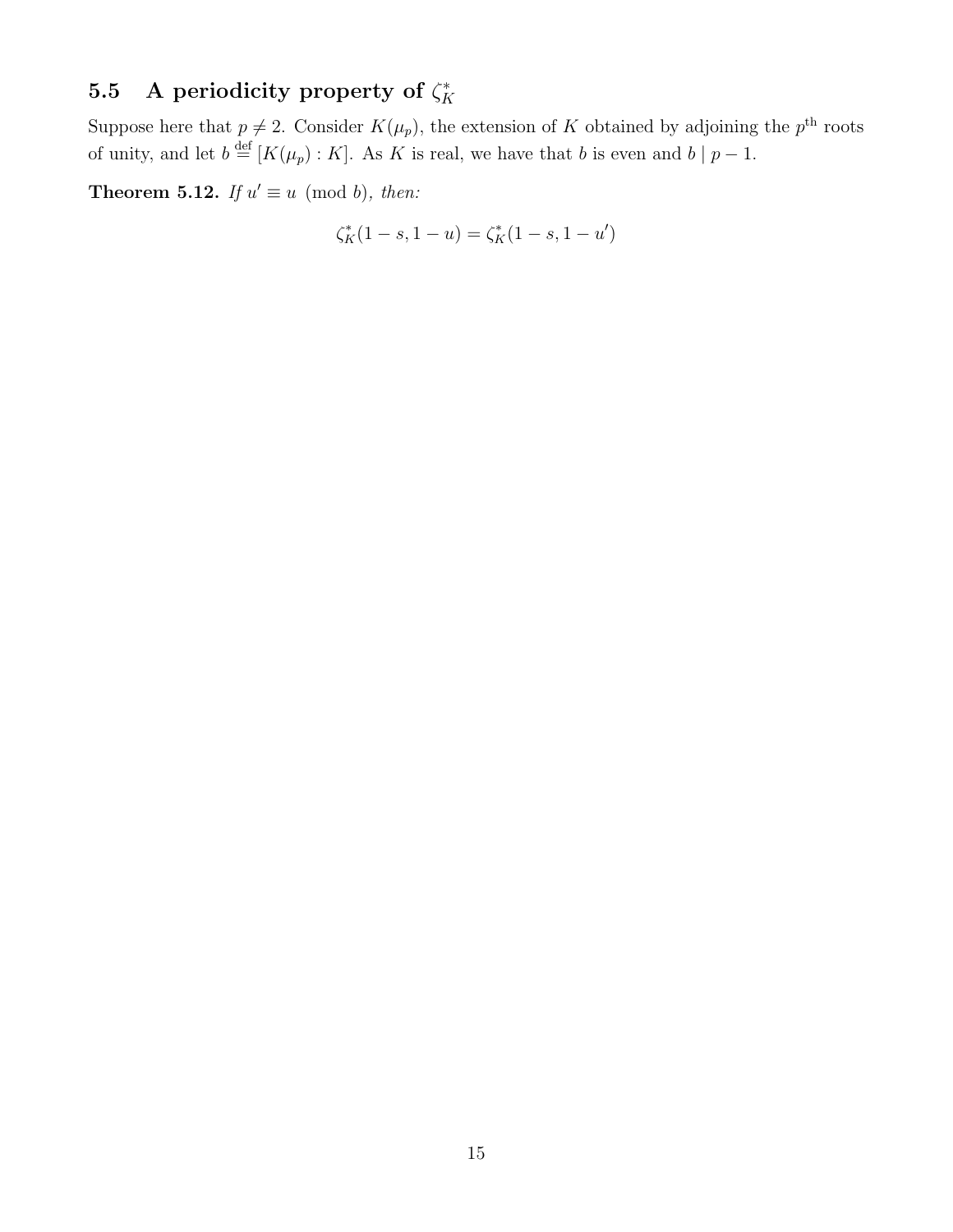## 5.5 A periodicity property of $\zeta_K^*$

Suppose here that $p \neq 2$. Consider $K(\mu_p)$, the extension of $K$ obtained by adjoining the $p^{\text{th}}$ roots of unity, and let $b \stackrel{\text{def}}{=} [K(\mu_p) : K]$. As $K$ is real, we have that $b$ is even and $b \mid p - 1$.

**Theorem 5.12.** *If $u' \equiv u \pmod{b}$, then:*

$$\zeta_K^*(1 - s, 1 - u) = \zeta_K^*(1 - s, 1 - u')$$